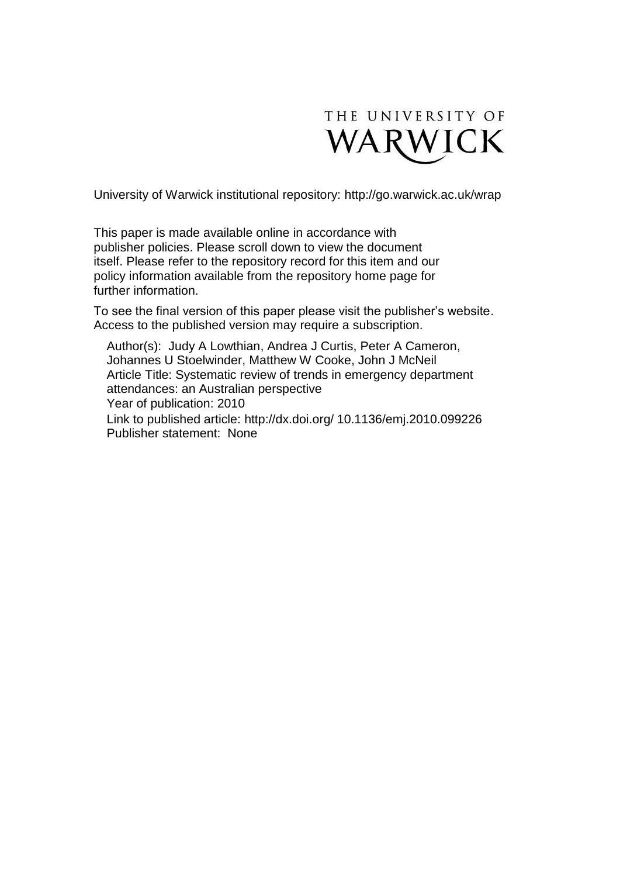THE UNIVERSITY OF WARWICK

University of Warwick institutional repository: http://go.warwick.ac.uk/wrap

This paper is made available online in accordance with publisher policies. Please scroll down to view the document itself. Please refer to the repository record for this item and our policy information available from the repository home page for further information.

To see the final version of this paper please visit the publisher's website. Access to the published version may require a subscription.

Author(s): Judy A Lowthian, Andrea J Curtis, Peter A Cameron, Johannes U Stoelwinder, Matthew W Cooke, John J McNeil
Article Title: Systematic review of trends in emergency department attendances: an Australian perspective
Year of publication: 2010
Link to published article: http://dx.doi.org/ 10.1136/emj.2010.099226
Publisher statement: None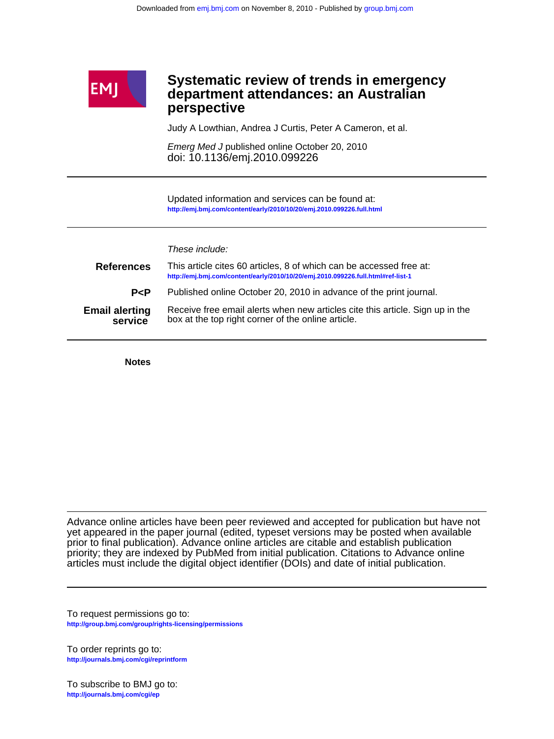# Systematic review of trends in emergency department attendances: an Australian perspective

Judy A Lowthian, Andrea J Curtis, Peter A Cameron, et al.

*Emerg Med J* published online October 20, 2010
doi: 10.1136/emj.2010.099226

Updated information and services can be found at:
**http://emj.bmj.com/content/early/2010/10/20/emj.2010.099226.full.html**

*These include:*

**References** This article cites 60 articles, 8 of which can be accessed free at:
**http://emj.bmj.com/content/early/2010/10/20/emj.2010.099226.full.html#ref-list-1**

**P<P** Published online October 20, 2010 in advance of the print journal.

**Email alerting service** Receive free email alerts when new articles cite this article. Sign up in the box at the top right corner of the online article.

**Notes**

Advance online articles have been peer reviewed and accepted for publication but have not yet appeared in the paper journal (edited, typeset versions may be posted when available prior to final publication). Advance online articles are citable and establish publication priority; they are indexed by PubMed from initial publication. Citations to Advance online articles must include the digital object identifier (DOIs) and date of initial publication.

To request permissions go to:
**http://group.bmj.com/group/rights-licensing/permissions**

To order reprints go to:
**http://journals.bmj.com/cgi/reprintform**

To subscribe to BMJ go to:
**http://journals.bmj.com/cgi/ep**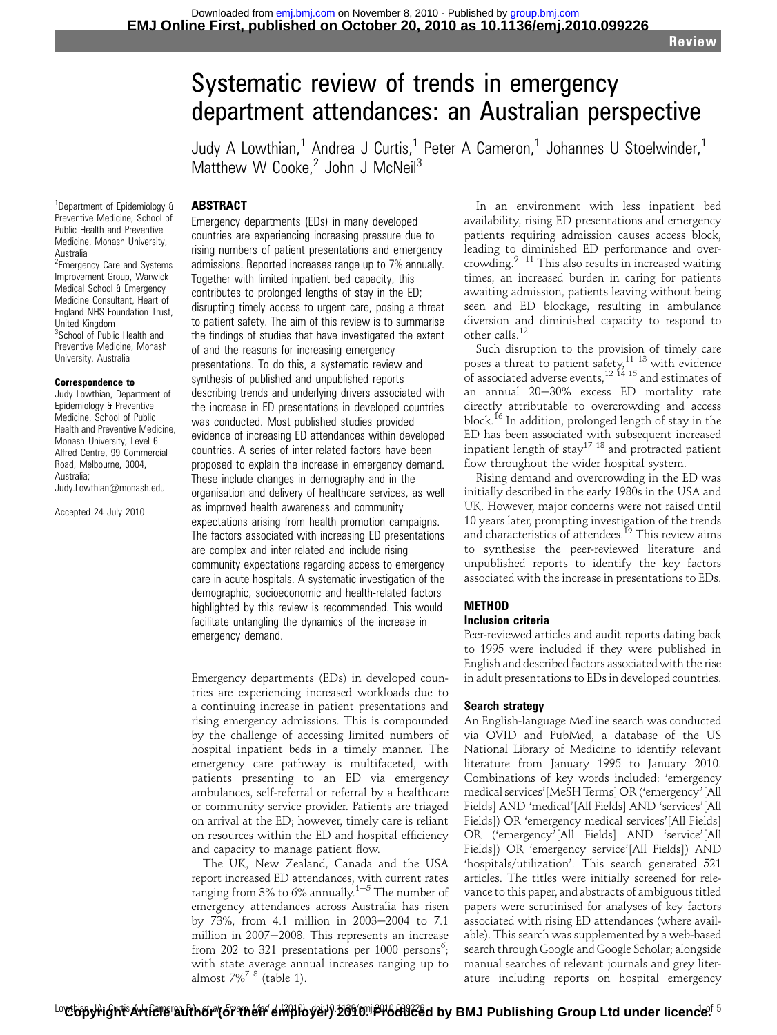# Systematic review of trends in emergency department attendances: an Australian perspective

Judy A Lowthian,[1] Andrea J Curtis,[1] Peter A Cameron,[1] Johannes U Stoelwinder,[1] Matthew W Cooke,[2] John J McNeil[3]

[1]Department of Epidemiology & Preventive Medicine, School of Public Health and Preventive Medicine, Monash University, Australia
[2]Emergency Care and Systems Improvement Group, Warwick Medical School & Emergency Medicine Consultant, Heart of England NHS Foundation Trust, United Kingdom
[3]School of Public Health and Preventive Medicine, Monash University, Australia

**Correspondence to**
Judy Lowthian, Department of Epidemiology & Preventive Medicine, School of Public Health and Preventive Medicine, Monash University, Level 6 Alfred Centre, 99 Commercial Road, Melbourne, 3004, Australia; Judy.Lowthian@monash.edu

Accepted 24 July 2010

## ABSTRACT

Emergency departments (EDs) in many developed countries are experiencing increasing pressure due to rising numbers of patient presentations and emergency admissions. Reported increases range up to 7% annually. Together with limited inpatient bed capacity, this contributes to prolonged lengths of stay in the ED; disrupting timely access to urgent care, posing a threat to patient safety. The aim of this review is to summarise the findings of studies that have investigated the extent of and the reasons for increasing emergency presentations. To do this, a systematic review and synthesis of published and unpublished reports describing trends and underlying drivers associated with the increase in ED presentations in developed countries was conducted. Most published studies provided evidence of increasing ED attendances within developed countries. A series of inter-related factors have been proposed to explain the increase in emergency demand. These include changes in demography and in the organisation and delivery of healthcare services, as well as improved health awareness and community expectations arising from health promotion campaigns. The factors associated with increasing ED presentations are complex and inter-related and include rising community expectations regarding access to emergency care in acute hospitals. A systematic investigation of the demographic, socioeconomic and health-related factors highlighted by this review is recommended. This would facilitate untangling the dynamics of the increase in emergency demand.

Emergency departments (EDs) in developed countries are experiencing increased workloads due to a continuing increase in patient presentations and rising emergency admissions. This is compounded by the challenge of accessing limited numbers of hospital inpatient beds in a timely manner. The emergency care pathway is multifaceted, with patients presenting to an ED via emergency ambulances, self-referral or referral by a healthcare or community service provider. Patients are triaged on arrival at the ED; however, timely care is reliant on resources within the ED and hospital efficiency and capacity to manage patient flow.

The UK, New Zealand, Canada and the USA report increased ED attendances, with current rates ranging from 3% to 6% annually.[1–5] The number of emergency attendances across Australia has risen by 73%, from 4.1 million in 2003–2004 to 7.1 million in 2007–2008. This represents an increase from 202 to 321 presentations per 1000 persons[6]; with state average annual increases ranging up to almost 7%[7 8] (table 1).

In an environment with less inpatient bed availability, rising ED presentations and emergency patients requiring admission causes access block, leading to diminished ED performance and overcrowding.[9–11] This also results in increased waiting times, an increased burden in caring for patients awaiting admission, patients leaving without being seen and ED blockage, resulting in ambulance diversion and diminished capacity to respond to other calls.[12]

Such disruption to the provision of timely care poses a threat to patient safety,[11 13] with evidence of associated adverse events,[12 14 15] and estimates of an annual 20–30% excess ED mortality rate directly attributable to overcrowding and access block.[16] In addition, prolonged length of stay in the ED has been associated with subsequent increased inpatient length of stay[17 18] and protracted patient flow throughout the wider hospital system.

Rising demand and overcrowding in the ED was initially described in the early 1980s in the USA and UK. However, major concerns were not raised until 10 years later, prompting investigation of the trends and characteristics of attendees.[19] This review aims to synthesise the peer-reviewed literature and unpublished reports to identify the key factors associated with the increase in presentations to EDs.

## METHOD

### Inclusion criteria

Peer-reviewed articles and audit reports dating back to 1995 were included if they were published in English and described factors associated with the rise in adult presentations to EDs in developed countries.

### Search strategy

An English-language Medline search was conducted via OVID and PubMed, a database of the US National Library of Medicine to identify relevant literature from January 1995 to January 2010. Combinations of key words included: 'emergency medical services'[MeSH Terms] OR ('emergency'[All Fields] AND 'medical'[All Fields] AND 'services'[All Fields]) OR 'emergency medical services'[All Fields] OR ('emergency'[All Fields] AND 'service'[All Fields]) OR 'emergency service'[All Fields]) AND 'hospitals/utilization'. This search generated 521 articles. The titles were initially screened for relevance to this paper, and abstracts of ambiguous titled papers were scrutinised for analyses of key factors associated with rising ED attendances (where available). This search was supplemented by a web-based search through Google and Google Scholar; alongside manual searches of relevant journals and grey literature including reports on hospital emergency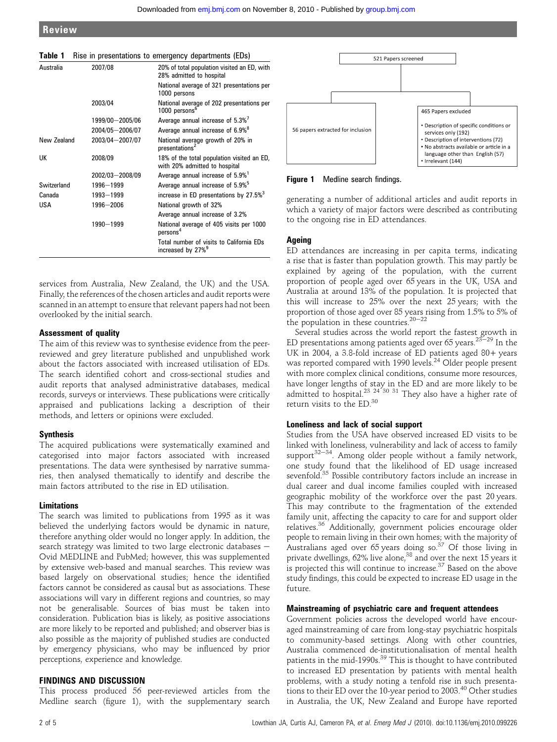**Table 1** Rise in presentations to emergency departments (EDs)

| | | |
|---|---|---|
| Australia | 2007/08 | 20% of total population visited an ED, with 28% admitted to hospital |
| | | National average of 321 presentations per 1000 persons |
| | 2003/04 | National average of 202 presentations per 1000 persons[6] |
| | 1999/00–2005/06 | Average annual increase of 5.3%[7] |
| | 2004/05–2006/07 | Average annual increase of 6.9%[8] |
| New Zealand | 2003/04–2007/07 | National average growth of 20% in presentations[2] |
| UK | 2008/09 | 18% of the total population visited an ED, with 20% admitted to hospital |
| | 2002/03–2008/09 | Average annual increase of 5.9%[1] |
| Switzerland | 1996–1999 | Average annual increase of 5.9%[5] |
| Canada | 1993–1999 | increase in ED presentations by 27.5%[3] |
| USA | 1996–2006 | National growth of 32% |
| | | Average annual increase of 3.2% |
| | 1990–1999 | National average of 405 visits per 1000 persons[4] |
| | | Total number of visits to California EDs increased by 27%[9] |

services from Australia, New Zealand, the UK) and the USA. Finally, the references of the chosen articles and audit reports were scanned in an attempt to ensure that relevant papers had not been overlooked by the initial search.

### Assessment of quality

The aim of this review was to synthesise evidence from the peer-reviewed and grey literature published and unpublished work about the factors associated with increased utilisation of EDs. The search identified cohort and cross-sectional studies and audit reports that analysed administrative databases, medical records, surveys or interviews. These publications were critically appraised and publications lacking a description of their methods, and letters or opinions were excluded.

### Synthesis

The acquired publications were systematically examined and categorised into major factors associated with increased presentations. The data were synthesised by narrative summaries, then analysed thematically to identify and describe the main factors attributed to the rise in ED utilisation.

### Limitations

The search was limited to publications from 1995 as it was believed the underlying factors would be dynamic in nature, therefore anything older would no longer apply. In addition, the search strategy was limited to two large electronic databases – Ovid MEDLINE and PubMed; however, this was supplemented by extensive web-based and manual searches. This review was based largely on observational studies; hence the identified factors cannot be considered as causal but as associations. These associations will vary in different regions and countries, so may not be generalisable. Sources of bias must be taken into consideration. Publication bias is likely, as positive associations are more likely to be reported and published; and observer bias is also possible as the majority of published studies are conducted by emergency physicians, who may be influenced by prior perceptions, experience and knowledge.

## FINDINGS AND DISCUSSION

This process produced 56 peer-reviewed articles from the Medline search (figure 1), with the supplementary search

521 Papers screened

56 papers extracted for inclusion

465 Papers excluded

- Description of specific conditions or services only (192)
- Description of interventions (72)
- No abstracts available or article in a language other than English (57)
- Irrelevant (144)

**Figure 1** Medline search findings.

generating a number of additional articles and audit reports in which a variety of major factors were described as contributing to the ongoing rise in ED attendances.

### Ageing

ED attendances are increasing in per capita terms, indicating a rise that is faster than population growth. This may partly be explained by ageing of the population, with the current proportion of people aged over 65 years in the UK, USA and Australia at around 13% of the population. It is projected that this will increase to 25% over the next 25 years; with the proportion of those aged over 85 years rising from 1.5% to 5% of the population in these countries.[20–22]

Several studies across the world report the fastest growth in ED presentations among patients aged over 65 years.[23–29] In the UK in 2004, a 3.8-fold increase of ED patients aged 80+ years was reported compared with 1990 levels.[24] Older people present with more complex clinical conditions, consume more resources, have longer lengths of stay in the ED and are more likely to be admitted to hospital.[23 24 30 31] They also have a higher rate of return visits to the ED.[30]

### Loneliness and lack of social support

Studies from the USA have observed increased ED visits to be linked with loneliness, vulnerability and lack of access to family support[32–34]. Among older people without a family network, one study found that the likelihood of ED usage increased sevenfold.[35] Possible contributory factors include an increase in dual career and dual income families coupled with increased geographic mobility of the workforce over the past 20 years. This may contribute to the fragmentation of the extended family unit, affecting the capacity to care for and support older relatives.[36] Additionally, government policies encourage older people to remain living in their own homes; with the majority of Australians aged over 65 years doing so.[37] Of those living in private dwellings, 62% live alone,[38] and over the next 15 years it is projected this will continue to increase.[37] Based on the above study findings, this could be expected to increase ED usage in the future.

### Mainstreaming of psychiatric care and frequent attendees

Government policies across the developed world have encouraged mainstreaming of care from long-stay psychiatric hospitals to community-based settings. Along with other countries, Australia commenced de-institutionalisation of mental health patients in the mid-1990s.[39] This is thought to have contributed to increased ED presentation by patients with mental health problems, with a study noting a tenfold rise in such presentations to their ED over the 10-year period to 2003.[40] Other studies in Australia, the UK, New Zealand and Europe have reported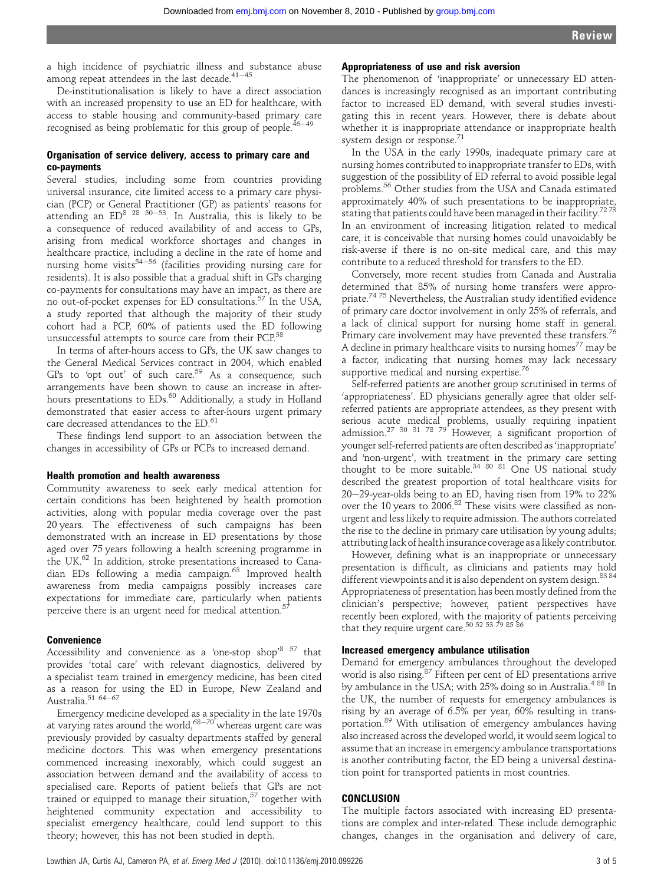a high incidence of psychiatric illness and substance abuse among repeat attendees in the last decade.[41–45]

De-institutionalisation is likely to have a direct association with an increased propensity to use an ED for healthcare, with access to stable housing and community-based primary care recognised as being problematic for this group of people.[46–49]

### Organisation of service delivery, access to primary care and co-payments

Several studies, including some from countries providing universal insurance, cite limited access to a primary care physician (PCP) or General Practitioner (GP) as patients' reasons for attending an ED[8 28 50–53]. In Australia, this is likely to be a consequence of reduced availability of and access to GPs, arising from medical workforce shortages and changes in healthcare practice, including a decline in the rate of home and nursing home visits[54–56] (facilities providing nursing care for residents). It is also possible that a gradual shift in GPs charging co-payments for consultations may have an impact, as there are no out-of-pocket expenses for ED consultations.[57] In the USA, a study reported that although the majority of their study cohort had a PCP, 60% of patients used the ED following unsuccessful attempts to source care from their PCP.[58]

In terms of after-hours access to GPs, the UK saw changes to the General Medical Services contract in 2004, which enabled GPs to 'opt out' of such care.[59] As a consequence, such arrangements have been shown to cause an increase in after-hours presentations to EDs.[60] Additionally, a study in Holland demonstrated that easier access to after-hours urgent primary care decreased attendances to the ED.[61]

These findings lend support to an association between the changes in accessibility of GPs or PCPs to increased demand.

### Health promotion and health awareness

Community awareness to seek early medical attention for certain conditions has been heightened by health promotion activities, along with popular media coverage over the past 20 years. The effectiveness of such campaigns has been demonstrated with an increase in ED presentations by those aged over 75 years following a health screening programme in the UK.[62] In addition, stroke presentations increased to Canadian EDs following a media campaign.[63] Improved health awareness from media campaigns possibly increases care expectations for immediate care, particularly when patients perceive there is an urgent need for medical attention.[57]

### Convenience

Accessibility and convenience as a 'one-stop shop'[8 57] that provides 'total care' with relevant diagnostics, delivered by a specialist team trained in emergency medicine, has been cited as a reason for using the ED in Europe, New Zealand and Australia.[51 64–67]

Emergency medicine developed as a speciality in the late 1970s at varying rates around the world,[68–70] whereas urgent care was previously provided by casualty departments staffed by general medicine doctors. This was when emergency presentations commenced increasing inexorably, which could suggest an association between demand and the availability of access to specialised care. Reports of patient beliefs that GPs are not trained or equipped to manage their situation,[57] together with heightened community expectation and accessibility to specialist emergency healthcare, could lend support to this theory; however, this has not been studied in depth.

### Appropriateness of use and risk aversion

The phenomenon of 'inappropriate' or unnecessary ED attendances is increasingly recognised as an important contributing factor to increased ED demand, with several studies investigating this in recent years. However, there is debate about whether it is inappropriate attendance or inappropriate health system design or response.[71]

In the USA in the early 1990s, inadequate primary care at nursing homes contributed to inappropriate transfer to EDs, with suggestion of the possibility of ED referral to avoid possible legal problems.[56] Other studies from the USA and Canada estimated approximately 40% of such presentations to be inappropriate, stating that patients could have been managed in their facility.[72 73] In an environment of increasing litigation related to medical care, it is conceivable that nursing homes could unavoidably be risk-averse if there is no on-site medical care, and this may contribute to a reduced threshold for transfers to the ED.

Conversely, more recent studies from Canada and Australia determined that 85% of nursing home transfers were appropriate.[74 75] Nevertheless, the Australian study identified evidence of primary care doctor involvement in only 25% of referrals, and a lack of clinical support for nursing home staff in general. Primary care involvement may have prevented these transfers.[76] A decline in primary healthcare visits to nursing homes[77] may be a factor, indicating that nursing homes may lack necessary supportive medical and nursing expertise.[76]

Self-referred patients are another group scrutinised in terms of 'appropriateness'. ED physicians generally agree that older self-referred patients are appropriate attendees, as they present with serious acute medical problems, usually requiring inpatient admission.[27 30 31 78 79] However, a significant proportion of younger self-referred patients are often described as 'inappropriate' and 'non-urgent', with treatment in the primary care setting thought to be more suitable.[34 80 81] One US national study described the greatest proportion of total healthcare visits for 20–29-year-olds being to an ED, having risen from 19% to 22% over the 10 years to 2006.[82] These visits were classified as non-urgent and less likely to require admission. The authors correlated the rise to the decline in primary care utilisation by young adults; attributing lack of health insurance coverage as a likely contributor.

However, defining what is an inappropriate or unnecessary presentation is difficult, as clinicians and patients may hold different viewpoints and it is also dependent on system design.[83 84] Appropriateness of presentation has been mostly defined from the clinician's perspective; however, patient perspectives have recently been explored, with the majority of patients perceiving that they require urgent care.[50 52 53 79 85 86]

### Increased emergency ambulance utilisation

Demand for emergency ambulances throughout the developed world is also rising.[87] Fifteen per cent of ED presentations arrive by ambulance in the USA; with 25% doing so in Australia.[4 88] In the UK, the number of requests for emergency ambulances is rising by an average of 6.5% per year, 60% resulting in transportation.[89] With utilisation of emergency ambulances having also increased across the developed world, it would seem logical to assume that an increase in emergency ambulance transportations is another contributing factor, the ED being a universal destination point for transported patients in most countries.

## CONCLUSION

The multiple factors associated with increasing ED presentations are complex and inter-related. These include demographic changes, changes in the organisation and delivery of care,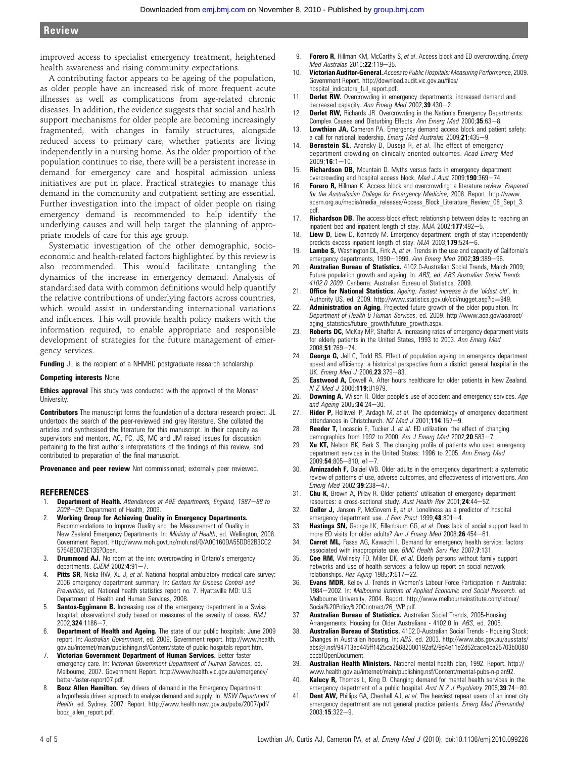improved access to specialist emergency treatment, heightened health awareness and rising community expectations.

A contributing factor appears to be ageing of the population, as older people have an increased risk of more frequent acute illnesses as well as complications from age-related chronic diseases. In addition, the evidence suggests that social and health support mechanisms for older people are becoming increasingly fragmented, with changes in family structures, alongside reduced access to primary care, whether patients are living independently in a nursing home. As the older proportion of the population continues to rise, there will be a persistent increase in demand for emergency care and hospital admission unless initiatives are put in place. Practical strategies to manage this demand in the community and outpatient setting are essential. Further investigation into the impact of older people on rising emergency demand is recommended to help identify the underlying causes and will help target the planning of appropriate models of care for this age group.

Systematic investigation of the other demographic, socioeconomic and health-related factors highlighted by this review is also recommended. This would facilitate untangling the dynamics of the increase in emergency demand. Analysis of standardised data with common definitions would help quantify the relative contributions of underlying factors across countries, which would assist in understanding international variations and influences. This will provide health policy makers with the information required, to enable appropriate and responsible development of strategies for the future management of emergency services.

**Funding** JL is the recipient of a NHMRC postgraduate research scholarship.

**Competing interests** None.

**Ethics approval** This study was conducted with the approval of the Monash University.

**Contributors** The manuscript forms the foundation of a doctoral research project. JL undertook the search of the peer-reviewed and grey literature. She collated the articles and synthesised the literature for this manuscript. In their capacity as supervisors and mentors, AC, PC, JS, MC and JM raised issues for discussion pertaining to the first author's interpretations of the findings of this review, and contributed to preparation of the final manuscript.

**Provenance and peer review** Not commissioned; externally peer reviewed.

## REFERENCES

1. **Department of Health.** *Attendances at A&E departments, England, 1987–88 to 2008–09*: Department of Health, 2009.
2. **Working Group for Achieving Quality in Emergency Departments.** Recommendations to Improve Quality and the Measurement of Quality in New Zealand Emergency Departments. In: *Ministry of Health*, ed. Wellington, 2008. Government Report. http://www.moh.govt.nz/moh.nsf/0/A0C160DA55DD62B3CC25754B0073E135?Open.
3. **Drummond AJ.** No room at the inn: overcrowding in Ontario's emergency departments. *CJEM* 2002;**4**:91–7.
4. **Pitts SR,** Niska RW, Xu J, *et al*. National hospital ambulatory medical care survey: 2006 emergency department summary. In: *Centers for Disease Control and Prevention*, ed. National health statistics report no. 7. Hyattsville MD: U.S Department of Health and Human Services, 2008.
5. **Santos-Eggimann B.** Increasing use of the emergency department in a Swiss hospital: observational study based on measures of the severity of cases. *BMJ* 2002;**324**:1186–7.
6. **Department of Health and Ageing.** The state of our public hospitals: June 2009 report. In: *Australian Government*, ed. 2009. Government report. http://www.health.gov.au/internet/main/publishing.nsf/Content/state-of-public-hospitals-report.htm.
7. **Victorian Government Department of Human Services.** Better faster emergency care. In: *Victorian Government Department of Human Services*, ed. Melbourne, 2007. Government Report. http://www.health.vic.gov.au/emergency/better-faster-report07.pdf.
8. **Booz Allen Hamilton.** Key drivers of demand in the Emergency Department: a hypothesis driven approach to analyse demand and supply. In: *NSW Department of Health*, ed. Sydney, 2007. Report. http://www.health.nsw.gov.au/pubs/2007/pdf/booz_allen_report.pdf.
9. **Forero R,** Hillman KM, McCarthy S, *et al*. Access block and ED overcrowding. *Emerg Med Australas* 2010;**22**:119–35.
10. **Victorian Auditor-General.** *Access to Public Hospitals: Measuring Performance*, 2009. Government Report. http://download.audit.vic.gov.au/files/hospital_indicators_full_report.pdf.
11. **Derlet RW.** Overcrowding in emergency departments: increased demand and decreased capacity. *Ann Emerg Med* 2002;**39**:430–2.
12. **Derlet RW,** Richards JR. Overcrowding in the Nation's Emergency Departments: Complex Causes and Disturbing Effects. *Ann Emerg Med* 2000;**35**:63–8.
13. **Lowthian JA,** Cameron PA. Emergency demand access block and patient safety: a call for national leadership. *Emerg Med Australas* 2009;**21**:435–9.
14. **Bernstein SL,** Aronsky D, Duseja R, *et al*. The effect of emergency department crowding on clinically oriented outcomes. *Acad Emerg Med* 2009;**16**:1–10.
15. **Richardson DB,** Mountain D. Myths versus facts in emergency department overcrowding and hospital access block. *Med J Aust* 2009;**190**:369–74.
16. **Forero R,** Hillman K. Access block and overcrowding: a literature review. *Prepared for the Australasian College for Emergency Medicine*, 2008. Report. http://www.acem.org.au/media/media_releases/Access_Block_Literature_Review_08_Sept_3.pdf.
17. **Richardson DB.** The access-block effect: relationship between delay to reaching an inpatient bed and inpatient length of stay. *MJA* 2002;**177**:492–5.
18. **Liew D,** Liew D, Kennedy M. Emergency department length of stay independently predicts excess inpatient length of stay. *MJA* 2003;**179**:524–6.
19. **Lambe S,** Washington DL, Fink A, *et al*. Trends in the use and capacity of California's emergency departments, 1990–1999. *Ann Emerg Med* 2002;**39**:389–96.
20. **Australian Bureau of Statistics.** 4102.0-Australian Social Trends, March 2009; Future population growth and ageing. In: *ABS, ed. ABS Australian Social Trends 4102.0 2009*. Canberra: Australian Bureau of Statistics, 2009.
21. **Office for National Statistics.** *Ageing: Fastest increase in the 'oldest old'*. In: Authority US. ed. 2009. http://www.statistics.gov.uk/cci/nugget.asp?id=949.
22. **Administration on Aging.** Projected future growth of the older population. In: *Department of Health & Human Services*, ed. 2009. http://www.aoa.gov/aoaroot/aging_statistics/future_growth/future_growth.aspx.
23. **Roberts DC,** McKay MP, Shaffer A. Increasing rates of emergency department visits for elderly patients in the United States, 1993 to 2003. *Ann Emerg Med* 2008;**51**:769–74.
24. **George G,** Jell C, Todd BS. Effect of population ageing on emergency department speed and efficiency: a historical perspective from a district general hospital in the UK. *Emerg Med J* 2006;**23**:379–83.
25. **Eastwood A,** Dowell A. After hours healthcare for older patients in New Zealand. *N Z Med J* 2006;**119**:U1979.
26. **Downing A,** Wilson R. Older people's use of accident and emergency services. *Age and Ageing* 2005;**34**:24–30.
27. **Hider P,** Helliwell P, Ardagh M, *et al*. The epidemiology of emergency department attendances in Christchurch. *NZ Med J* 2001;**114**:157–9.
28. **Reeder T,** Locascio E, Tucker J, *et al*. ED utilization: the effect of changing demographics from 1992 to 2000. *Am J Emerg Med* 2002;**20**:583–7.
29. **Xu KT,** Nelson BK, Berk S. The changing profile of patients who used emergency department services in the United States: 1996 to 2005. *Ann Emerg Med* 2009;**54**:805–810, e1–7.
30. **Aminzadeh F,** Dalziel WB. Older adults in the emergency department: a systematic review of patterns of use, adverse outcomes, and effectiveness of interventions. *Ann Emerg Med* 2002;**39**:238–47.
31. **Chu K,** Brown A, Pillay R. Older patients' utilisation of emergency department resources: a cross-sectional study. *Aust Health Rev* 2001;**24**:44–52.
32. **Geller J,** Janson P, McGovern E, *et al*. Loneliness as a predictor of hospital emergency department use. *J Fam Pract* 1999;**48**:801–4.
33. **Hastings SN,** George LK, Fillenbaum GG, *et al*. Does lack of social support lead to more ED visits for older adults? *Am J Emerg Med* 2008;**26**:454–61.
34. **Carret ML,** Fassa AG, Kawachi I. Demand for emergency health service: factors associated with inappropriate use. *BMC Health Serv Res* 2007;**7**:131.
35. **Coe RM,** Wolinsky FD, Miller DK, *et al*. Elderly persons without family support networks and use of health services: a follow-up report on social network relationships. *Res Aging* 1985;**7**:617–22.
36. **Evans MDR,** Kelley J. Trends in Women's Labour Force Participation in Australia: 1984–2002. In: *Melbourne Institute of Applied Economic and Social Research*. ed Melbourne University, 2004. Report. http://www.melbourneinstitute.com/labour/Social%20Policy%20Contract/26_WP.pdf.
37. **Australian Bureau of Statistics.** Australian Social Trends, 2005-Housing Arrangements: Housing for Older Australians - 4102.0 In: *ABS*, ed. 2005.
38. **Australian Bureau of Statistics.** 4102.0-Australian Social Trends - Housing Stock: Changes in Australian housing. In: *ABS*, ed. 2003. http://www.abs.gov.au/ausstats/abs@.nsf/94713ad445ff1425ca25682000192af2/9d4e11e2d52cace4ca25703b0080cccb!OpenDocument.
39. **Australian Health Ministers.** National mental health plan, 1992. Report. http://www.health.gov.au/internet/main/publishing.nsf/Content/mental-pubs-n-plan92.
40. **Kalucy R,** Thomas L, King D. Changing demand for mental health services in the emergency department of a public hospital. *Aust N Z J Psychiatry* 2005;**39**:74–80.
41. **Dent AW,** Phillips GA, Chenhall AJ, *et al*. The heaviest repeat users of an inner city emergency department are not general practice patients. *Emerg Med (Fremantle)* 2003;**15**:322–9.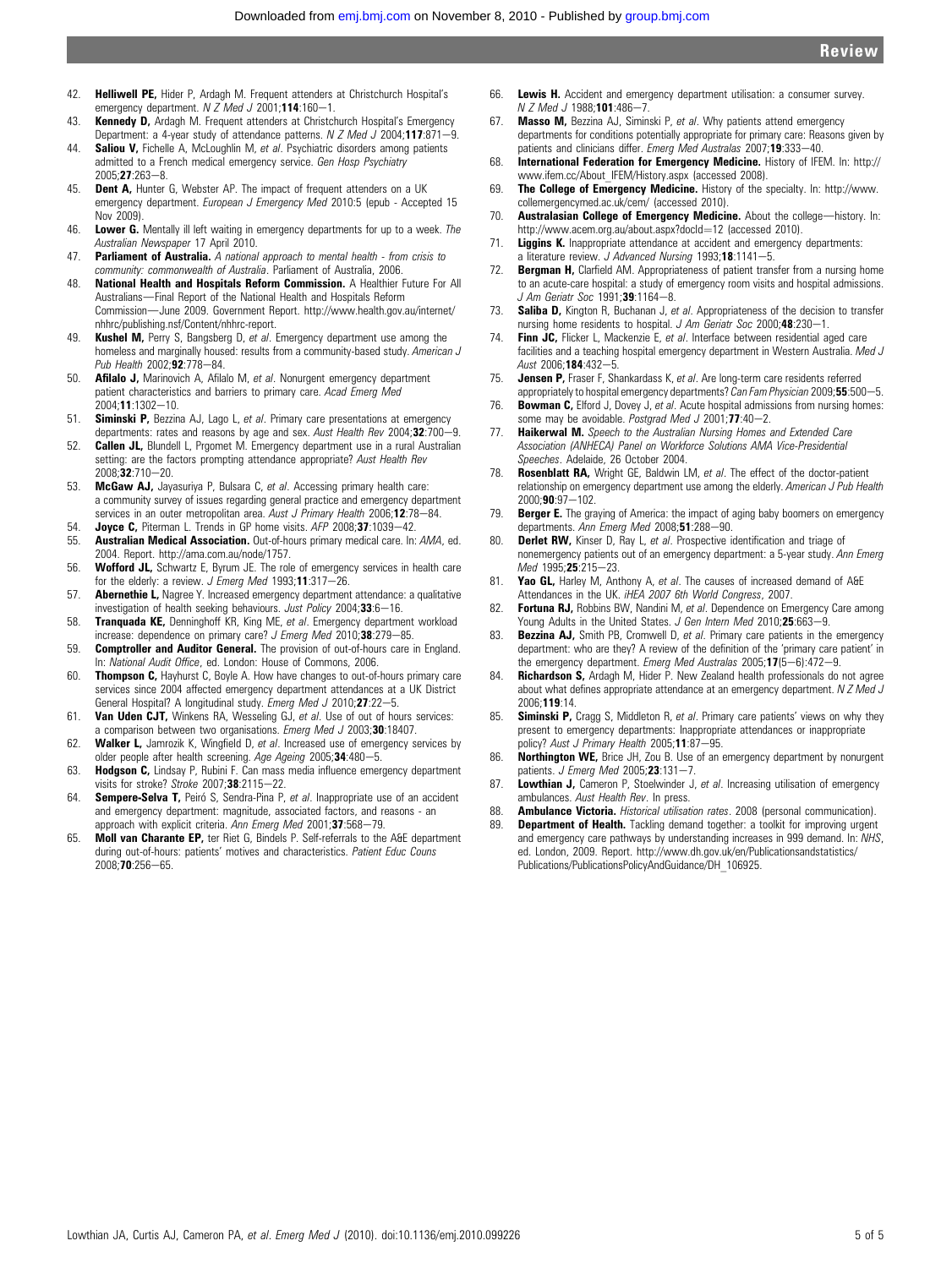42. **Helliwell PE,** Hider P, Ardagh M. Frequent attenders at Christchurch Hospital's emergency department. *N Z Med J* 2001;**114**:160—1.
43. **Kennedy D,** Ardagh M. Frequent attenders at Christchurch Hospital's Emergency Department: a 4-year study of attendance patterns. *N Z Med J* 2004;**117**:871—9.
44. **Saliou V,** Fichelle A, McLoughlin M, *et al*. Psychiatric disorders among patients admitted to a French medical emergency service. *Gen Hosp Psychiatry* 2005;**27**:263—8.
45. **Dent A,** Hunter G, Webster AP. The impact of frequent attenders on a UK emergency department. *European J Emergency Med* 2010:5 (epub - Accepted 15 Nov 2009).
46. **Lower G.** Mentally ill left waiting in emergency departments for up to a week. *The Australian Newspaper* 17 April 2010.
47. **Parliament of Australia.** *A national approach to mental health - from crisis to community: commonwealth of Australia*. Parliament of Australia, 2006.
48. **National Health and Hospitals Reform Commission.** A Healthier Future For All Australians—Final Report of the National Health and Hospitals Reform Commission—June 2009. Government Report. http://www.health.gov.au/internet/nhhrc/publishing.nsf/Content/nhhrc-report.
49. **Kushel M,** Perry S, Bangsberg D, *et al*. Emergency department use among the homeless and marginally housed: results from a community-based study. *American J Pub Health* 2002;**92**:778—84.
50. **Afilalo J,** Marinovich A, Afilalo M, *et al*. Nonurgent emergency department patient characteristics and barriers to primary care. *Acad Emerg Med* 2004;**11**:1302—10.
51. **Siminski P,** Bezzina AJ, Lago L, *et al*. Primary care presentations at emergency departments: rates and reasons by age and sex. *Aust Health Rev* 2004;**32**:700—9.
52. **Callen JL,** Blundell L, Prgomet M. Emergency department use in a rural Australian setting: are the factors prompting attendance appropriate? *Aust Health Rev* 2008;**32**:710—20.
53. **McGaw AJ,** Jayasuriya P, Bulsara C, *et al*. Accessing primary health care: a community survey of issues regarding general practice and emergency department services in an outer metropolitan area. *Aust J Primary Health* 2006;**12**:78—84.
54. **Joyce C,** Piterman L. Trends in GP home visits. *AFP* 2008;**37**:1039—42.
55. **Australian Medical Association.** Out-of-hours primary medical care. In: *AMA*, ed. 2004. Report. http://ama.com.au/node/1757.
56. **Wofford JL,** Schwartz E, Byrum JE. The role of emergency services in health care for the elderly: a review. *J Emerg Med* 1993;**11**:317—26.
57. **Abernethie L,** Nagree Y. Increased emergency department attendance: a qualitative investigation of health seeking behaviours. *Just Policy* 2004;**33**:6—16.
58. **Tranquada KE,** Denninghoff KR, King ME, *et al*. Emergency department workload increase: dependence on primary care? *J Emerg Med* 2010;**38**:279—85.
59. **Comptroller and Auditor General.** The provision of out-of-hours care in England. In: *National Audit Office*, ed. London: House of Commons, 2006.
60. **Thompson C,** Hayhurst C, Boyle A. How have changes to out-of-hours primary care services since 2004 affected emergency department attendances at a UK District General Hospital? A longitudinal study. *Emerg Med J* 2010;**27**:22—5.
61. **Van Uden CJT,** Winkens RA, Wesseling GJ, *et al*. Use of out of hours services: a comparison between two organisations. *Emerg Med J* 2003;**30**:18407.
62. **Walker L,** Jamrozik K, Wingfield D, *et al*. Increased use of emergency services by older people after health screening. *Age Ageing* 2005;**34**:480—5.
63. **Hodgson C,** Lindsay P, Rubini F. Can mass media influence emergency department visits for stroke? *Stroke* 2007;**38**:2115—22.
64. **Sempere-Selva T,** Peiró S, Sendra-Pina P, *et al*. Inappropriate use of an accident and emergency department: magnitude, associated factors, and reasons - an approach with explicit criteria. *Ann Emerg Med* 2001;**37**:568—79.
65. **Moll van Charante EP,** ter Riet G, Bindels P. Self-referrals to the A&E department during out-of-hours: patients' motives and characteristics. *Patient Educ Couns* 2008;**70**:256—65.
66. **Lewis H.** Accident and emergency department utilisation: a consumer survey. *N Z Med J* 1988;**101**:486—7.
67. **Masso M,** Bezzina AJ, Siminski P, *et al*. Why patients attend emergency departments for conditions potentially appropriate for primary care: Reasons given by patients and clinicians differ. *Emerg Med Australas* 2007;**19**:333—40.
68. **International Federation for Emergency Medicine.** History of IFEM. In: http://www.ifem.cc/About_IFEM/History.aspx (accessed 2008).
69. **The College of Emergency Medicine.** History of the specialty. In: http://www.collemergencymed.ac.uk/cem/ (accessed 2010).
70. **Australasian College of Emergency Medicine.** About the college—history. In: http://www.acem.org.au/about.aspx?docId=12 (accessed 2010).
71. **Liggins K.** Inappropriate attendance at accident and emergency departments: a literature review. *J Advanced Nursing* 1993;**18**:1141—5.
72. **Bergman H,** Clarfield AM. Appropriateness of patient transfer from a nursing home to an acute-care hospital: a study of emergency room visits and hospital admissions. *J Am Geriatr Soc* 1991;**39**:1164—8.
73. **Saliba D,** Kington R, Buchanan J, *et al*. Appropriateness of the decision to transfer nursing home residents to hospital. *J Am Geriatr Soc* 2000;**48**:230—1.
74. **Finn JC,** Flicker L, Mackenzie E, *et al*. Interface between residential aged care facilities and a teaching hospital emergency department in Western Australia. *Med J Aust* 2006;**184**:432—5.
75. **Jensen P,** Fraser F, Shankardass K, *et al*. Are long-term care residents referred appropriately to hospital emergency departments? *Can Fam Physician* 2009;**55**:500—5.
76. **Bowman C,** Elford J, Dovey J, *et al*. Acute hospital admissions from nursing homes: some may be avoidable. *Postgrad Med J* 2001;**77**:40—2.
77. **Haikerwal M.** *Speech to the Australian Nursing Homes and Extended Care Association (ANHECA) Panel on Workforce Solutions AMA Vice-Presidential Speeches*. Adelaide, 26 October 2004.
78. **Rosenblatt RA,** Wright GE, Baldwin LM, *et al*. The effect of the doctor-patient relationship on emergency department use among the elderly. *American J Pub Health* 2000;**90**:97—102.
79. **Berger E.** The graying of America: the impact of aging baby boomers on emergency departments. *Ann Emerg Med* 2008;**51**:288—90.
80. **Derlet RW,** Kinser D, Ray L, *et al*. Prospective identification and triage of nonemergency patients out of an emergency department: a 5-year study. *Ann Emerg Med* 1995;**25**:215—23.
81. **Yao GL,** Harley M, Anthony A, *et al*. The causes of increased demand of A&E Attendances in the UK. *iHEA 2007 6th World Congress*, 2007.
82. **Fortuna RJ,** Robbins BW, Nandini M, *et al*. Dependence on Emergency Care among Young Adults in the United States. *J Gen Intern Med* 2010;**25**:663—9.
83. **Bezzina AJ,** Smith PB, Cromwell D, *et al*. Primary care patients in the emergency department: who are they? A review of the definition of the 'primary care patient' in the emergency department. *Emerg Med Australas* 2005;**17**(5—6):472—9.
84. **Richardson S,** Ardagh M, Hider P. New Zealand health professionals do not agree about what defines appropriate attendance at an emergency department. *N Z Med J* 2006;**119**:14.
85. **Siminski P,** Cragg S, Middleton R, *et al*. Primary care patients' views on why they present to emergency departments: Inappropriate attendances or inappropriate policy? *Aust J Primary Health* 2005;**11**:87—95.
86. **Northington WE,** Brice JH, Zou B. Use of an emergency department by nonurgent patients. *J Emerg Med* 2005;**23**:131—7.
87. **Lowthian J,** Cameron P, Stoelwinder J, *et al*. Increasing utilisation of emergency ambulances. *Aust Health Rev*. In press.
88. **Ambulance Victoria.** *Historical utilisation rates*. 2008 (personal communication).
89. **Department of Health.** Tackling demand together: a toolkit for improving urgent and emergency care pathways by understanding increases in 999 demand. In: *NHS*, ed. London, 2009. Report. http://www.dh.gov.uk/en/Publicationsandstatistics/Publications/PublicationsPolicyAndGuidance/DH_106925.